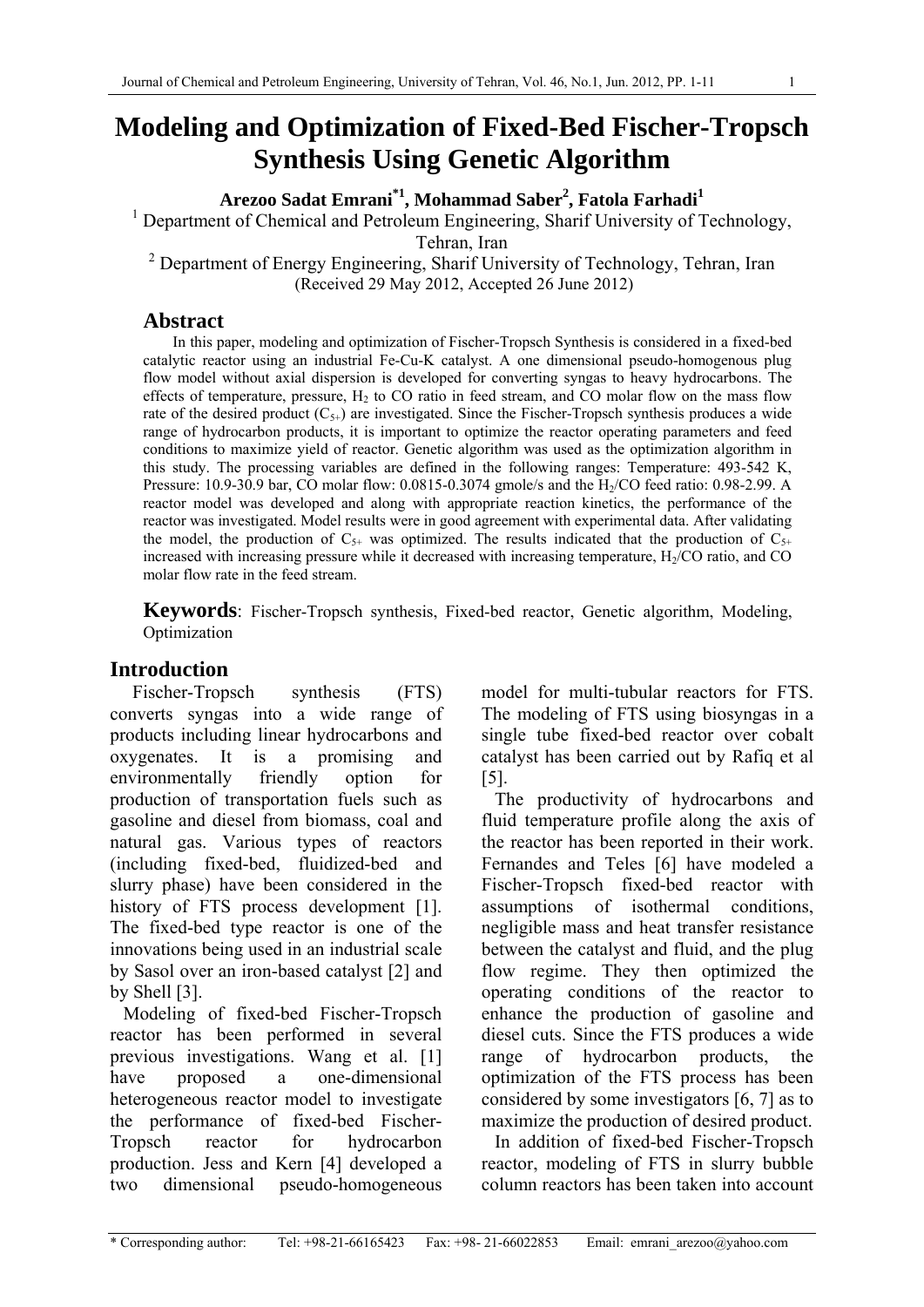# Modeling and Optimization of Fixed-Bed Fischer-Tropsch Synthesis Using Genetic Algorithm

**Arezoo Sadat Emrani*[1], Mohammad Saber[2], Fatola Farhadi[1]**

[1] Department of Chemical and Petroleum Engineering, Sharif University of Technology, Tehran, Iran

[2] Department of Energy Engineering, Sharif University of Technology, Tehran, Iran

(Received 29 May 2012, Accepted 26 June 2012)

## Abstract

In this paper, modeling and optimization of Fischer-Tropsch Synthesis is considered in a fixed-bed catalytic reactor using an industrial Fe-Cu-K catalyst. A one dimensional pseudo-homogenous plug flow model without axial dispersion is developed for converting syngas to heavy hydrocarbons. The effects of temperature, pressure, $H_2$ to CO ratio in feed stream, and CO molar flow on the mass flow rate of the desired product ($C_{5+}$) are investigated. Since the Fischer-Tropsch synthesis produces a wide range of hydrocarbon products, it is important to optimize the reactor operating parameters and feed conditions to maximize yield of reactor. Genetic algorithm was used as the optimization algorithm in this study. The processing variables are defined in the following ranges: Temperature: 493-542 K, Pressure: 10.9-30.9 bar, CO molar flow: 0.0815-0.3074 gmole/s and the $H_2$/CO feed ratio: 0.98-2.99. A reactor model was developed and along with appropriate reaction kinetics, the performance of the reactor was investigated. Model results were in good agreement with experimental data. After validating the model, the production of $C_{5+}$ was optimized. The results indicated that the production of $C_{5+}$ increased with increasing pressure while it decreased with increasing temperature, $H_2$/CO ratio, and CO molar flow rate in the feed stream.

**Keywords**: Fischer-Tropsch synthesis, Fixed-bed reactor, Genetic algorithm, Modeling, Optimization

## Introduction

Fischer-Tropsch synthesis (FTS) converts syngas into a wide range of products including linear hydrocarbons and oxygenates. It is a promising and environmentally friendly option for production of transportation fuels such as gasoline and diesel from biomass, coal and natural gas. Various types of reactors (including fixed-bed, fluidized-bed and slurry phase) have been considered in the history of FTS process development [1]. The fixed-bed type reactor is one of the innovations being used in an industrial scale by Sasol over an iron-based catalyst [2] and by Shell [3].

Modeling of fixed-bed Fischer-Tropsch reactor has been performed in several previous investigations. Wang et al. [1] have proposed a one-dimensional heterogeneous reactor model to investigate the performance of fixed-bed Fischer-Tropsch reactor for hydrocarbon production. Jess and Kern [4] developed a two dimensional pseudo-homogeneous model for multi-tubular reactors for FTS. The modeling of FTS using biosyngas in a single tube fixed-bed reactor over cobalt catalyst has been carried out by Rafiq et al [5].

The productivity of hydrocarbons and fluid temperature profile along the axis of the reactor has been reported in their work. Fernandes and Teles [6] have modeled a Fischer-Tropsch fixed-bed reactor with assumptions of isothermal conditions, negligible mass and heat transfer resistance between the catalyst and fluid, and the plug flow regime. They then optimized the operating conditions of the reactor to enhance the production of gasoline and diesel cuts. Since the FTS produces a wide range of hydrocarbon products, the optimization of the FTS process has been considered by some investigators [6, 7] as to maximize the production of desired product.

In addition of fixed-bed Fischer-Tropsch reactor, modeling of FTS in slurry bubble column reactors has been taken into account

\* Corresponding author: Tel: +98-21-66165423 Fax: +98- 21-66022853 Email: emrani_arezoo@yahoo.com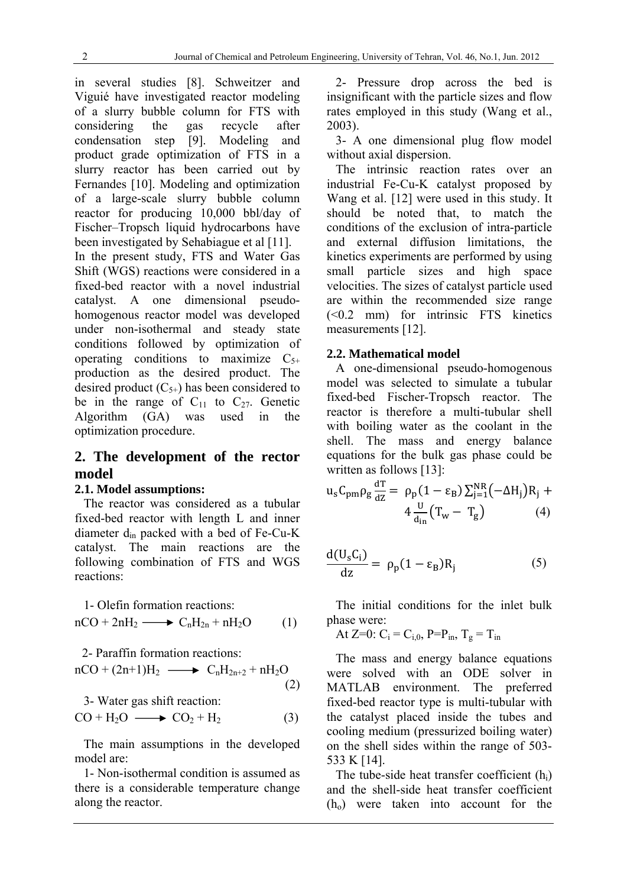in several studies [8]. Schweitzer and Viguié have investigated reactor modeling of a slurry bubble column for FTS with considering the gas recycle after condensation step [9]. Modeling and product grade optimization of FTS in a slurry reactor has been carried out by Fernandes [10]. Modeling and optimization of a large-scale slurry bubble column reactor for producing 10,000 bbl/day of Fischer–Tropsch liquid hydrocarbons have been investigated by Sehabiague et al [11].

In the present study, FTS and Water Gas Shift (WGS) reactions were considered in a fixed-bed reactor with a novel industrial catalyst. A one dimensional pseudo-homogenous reactor model was developed under non-isothermal and steady state conditions followed by optimization of operating conditions to maximize $C_{5+}$ production as the desired product. The desired product ($C_{5+}$) has been considered to be in the range of $C_{11}$ to $C_{27}$. Genetic Algorithm (GA) was used in the optimization procedure.

## 2. The development of the rector model

### 2.1. Model assumptions:

The reactor was considered as a tubular fixed-bed reactor with length L and inner diameter $d_{in}$ packed with a bed of Fe-Cu-K catalyst. The main reactions are the following combination of FTS and WGS reactions:

1- Olefin formation reactions:

$$nCO + 2nH_2 \longrightarrow C_nH_{2n} + nH_2O \qquad (1)$$

2- Paraffin formation reactions:

$$nCO + (2n+1)H_2 \longrightarrow C_nH_{2n+2} + nH_2O \qquad (2)$$

3- Water gas shift reaction:

$$CO + H_2O \longrightarrow CO_2 + H_2 \qquad (3)$$

The main assumptions in the developed model are:

1- Non-isothermal condition is assumed as there is a considerable temperature change along the reactor.

2- Pressure drop across the bed is insignificant with the particle sizes and flow rates employed in this study (Wang et al., 2003).

3- A one dimensional plug flow model without axial dispersion.

The intrinsic reaction rates over an industrial Fe-Cu-K catalyst proposed by Wang et al. [12] were used in this study. It should be noted that, to match the conditions of the exclusion of intra-particle and external diffusion limitations, the kinetics experiments are performed by using small particle sizes and high space velocities. The sizes of catalyst particle used are within the recommended size range (<0.2 mm) for intrinsic FTS kinetics measurements [12].

### 2.2. Mathematical model

A one-dimensional pseudo-homogenous model was selected to simulate a tubular fixed-bed Fischer-Tropsch reactor. The reactor is therefore a multi-tubular shell with boiling water as the coolant in the shell. The mass and energy balance equations for the bulk gas phase could be written as follows [13]:

$$u_s C_{pm} \rho_g \frac{dT}{dZ} = \rho_p (1 - \varepsilon_B) \sum_{j=1}^{NR} (-\Delta H_j) R_j + 4 \frac{U}{d_{in}} (T_w - T_g) \qquad (4)$$

$$\frac{d(U_s C_i)}{dz} = \rho_p (1 - \varepsilon_B) R_j \qquad (5)$$

The initial conditions for the inlet bulk phase were:

At Z=0: $C_i = C_{i,0}$, $P=P_{in}$, $T_g = T_{in}$

The mass and energy balance equations were solved with an ODE solver in MATLAB environment. The preferred fixed-bed reactor type is multi-tubular with the catalyst placed inside the tubes and cooling medium (pressurized boiling water) on the shell sides within the range of 503-533 K [14].

The tube-side heat transfer coefficient ($h_i$) and the shell-side heat transfer coefficient ($h_o$) were taken into account for the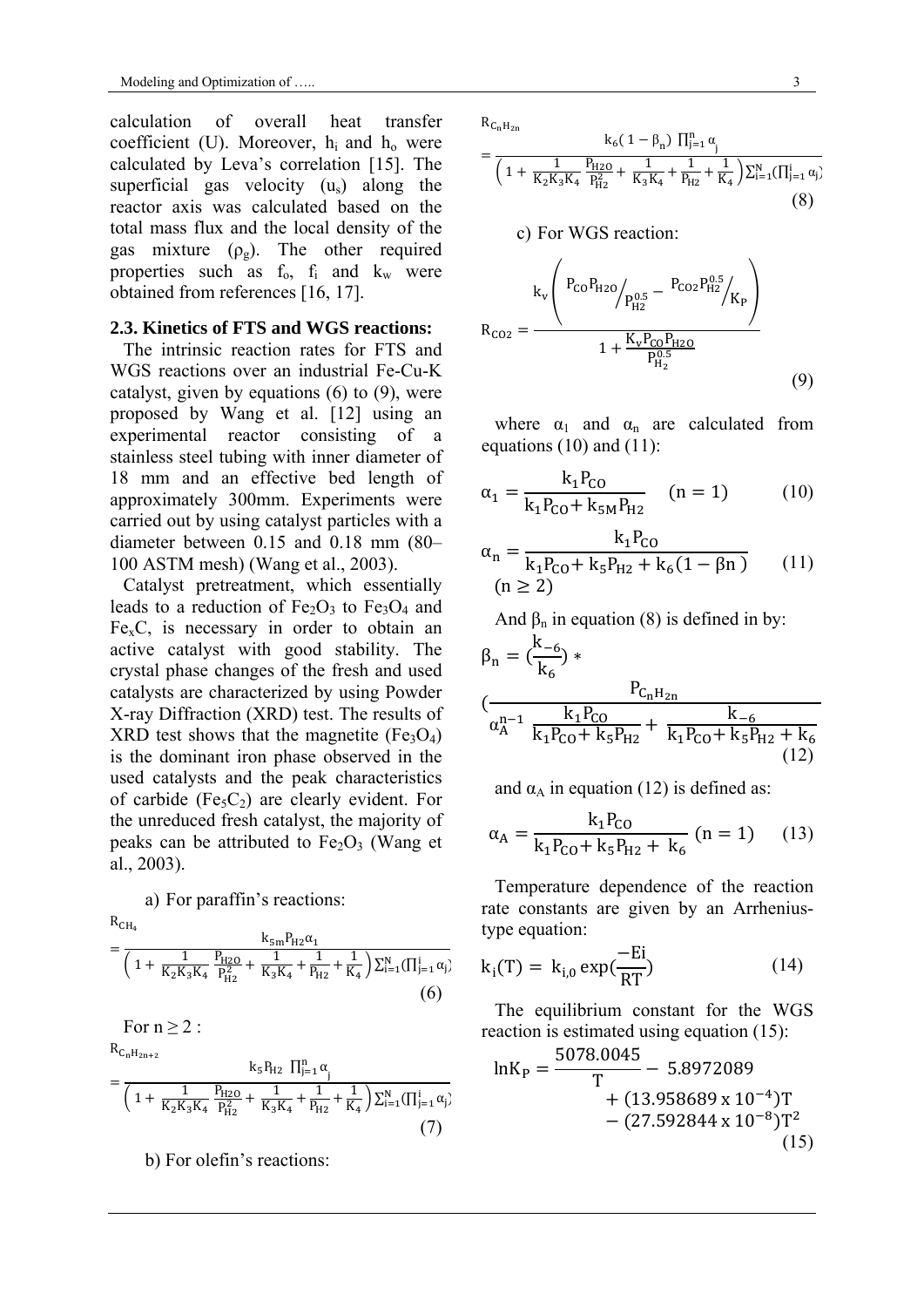calculation of overall heat transfer coefficient (U). Moreover, $h_i$ and $h_o$ were calculated by Leva's correlation [15]. The superficial gas velocity ($u_s$) along the reactor axis was calculated based on the total mass flux and the local density of the gas mixture ($\rho_g$). The other required properties such as $f_o$, $f_i$ and $k_w$ were obtained from references [16, 17].

### 2.3. Kinetics of FTS and WGS reactions:

The intrinsic reaction rates for FTS and WGS reactions over an industrial Fe-Cu-K catalyst, given by equations (6) to (9), were proposed by Wang et al. [12] using an experimental reactor consisting of a stainless steel tubing with inner diameter of 18 mm and an effective bed length of approximately 300mm. Experiments were carried out by using catalyst particles with a diameter between 0.15 and 0.18 mm (80–100 ASTM mesh) (Wang et al., 2003).

Catalyst pretreatment, which essentially leads to a reduction of $Fe_2O_3$ to $Fe_3O_4$ and $Fe_xC$, is necessary in order to obtain an active catalyst with good stability. The crystal phase changes of the fresh and used catalysts are characterized by using Powder X-ray Diffraction (XRD) test. The results of XRD test shows that the magnetite ($Fe_3O_4$) is the dominant iron phase observed in the used catalysts and the peak characteristics of carbide ($Fe_5C_2$) are clearly evident. For the unreduced fresh catalyst, the majority of peaks can be attributed to $Fe_2O_3$ (Wang et al., 2003).

a) For paraffin's reactions:

$$R_{CH_4} = \frac{k_{5m} P_{H2} \alpha_1}{\left(1 + \frac{1}{K_2 K_3 K_4} \frac{P_{H2O}}{P_{H2}^2} + \frac{1}{K_3 K_4} + \frac{1}{P_{H2}} + \frac{1}{K_4}\right) \sum_{i=1}^{N} (\prod_{j=1}^{i} \alpha_j)} \tag{6}$$

For $n \geq 2$ :

$$R_{C_nH_{2n+2}} = \frac{k_5 P_{H2} \prod_{j=1}^{n} \alpha_j}{\left(1 + \frac{1}{K_2 K_3 K_4} \frac{P_{H2O}}{P_{H2}^2} + \frac{1}{K_3 K_4} + \frac{1}{P_{H2}} + \frac{1}{K_4}\right) \sum_{i=1}^{N} (\prod_{j=1}^{i} \alpha_j)} \tag{7}$$

b) For olefin's reactions:

$$R_{C_nH_{2n}} = \frac{k_6 (1 - \beta_n) \prod_{j=1}^{n} \alpha_j}{\left(1 + \frac{1}{K_2 K_3 K_4} \frac{P_{H2O}}{P_{H2}^2} + \frac{1}{K_3 K_4} + \frac{1}{P_{H2}} + \frac{1}{K_4}\right) \sum_{i=1}^{N} (\prod_{j=1}^{i} \alpha_j)} \tag{8}$$

c) For WGS reaction:

$$R_{CO2} = \frac{k_v \left( \frac{P_{CO} P_{H2O}}{P_{H2}^{0.5}} - \frac{P_{CO2} P_{H2}^{0.5}}{K_P} \right)}{1 + \frac{K_v P_{CO} P_{H2O}}{P_{H_2}^{0.5}}} \tag{9}$$

where $\alpha_1$ and $\alpha_n$ are calculated from equations (10) and (11):

$$\alpha_1 = \frac{k_1 P_{CO}}{k_1 P_{CO} + k_{5M} P_{H2}} \quad (n = 1) \tag{10}$$

$$\alpha_n = \frac{k_1 P_{CO}}{k_1 P_{CO} + k_5 P_{H2} + k_6 (1 - \beta n)} \quad (n \geq 2) \tag{11}$$

And $\beta_n$ in equation (8) is defined in by:

$$\beta_n = \left(\frac{k_{-6}}{k_6}\right) * \left( \frac{P_{C_nH_{2n}}}{\alpha_A^{n-1} \frac{k_1 P_{CO}}{k_1 P_{CO} + k_5 P_{H2}} + \frac{k_{-6}}{k_1 P_{CO} + k_5 P_{H2} + k_6}} \right. \tag{12}$$

and $\alpha_A$ in equation (12) is defined as:

$$\alpha_A = \frac{k_1 P_{CO}}{k_1 P_{CO} + k_5 P_{H2} + k_6} \quad (n = 1) \tag{13}$$

Temperature dependence of the reaction rate constants are given by an Arrhenius-type equation:

$$k_i(T) = k_{i,0} \exp\left(\frac{-Ei}{RT}\right) \tag{14}$$

The equilibrium constant for the WGS reaction is estimated using equation (15):

$$\ln K_P = \frac{5078.0045}{T} - 5.8972089 + (13.958689 \times 10^{-4}) T - (27.592844 \times 10^{-8}) T^2 \tag{15}$$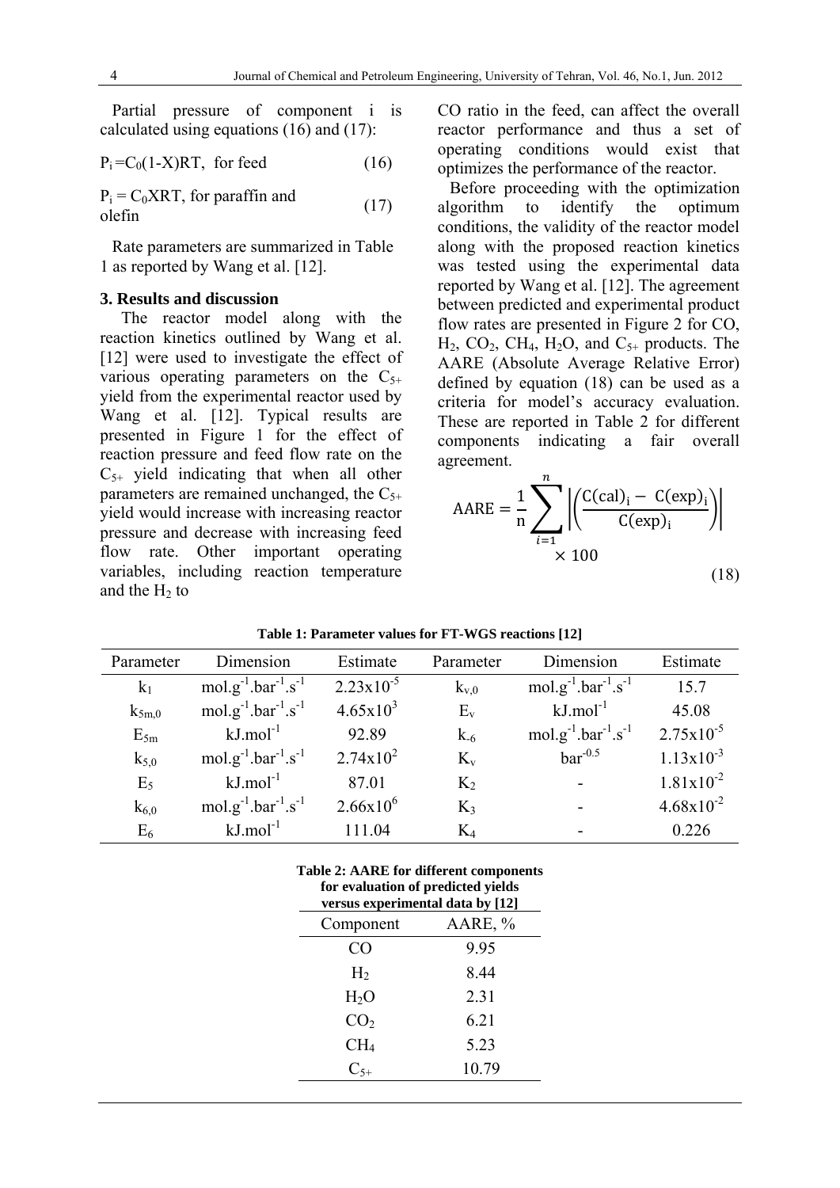Partial pressure of component i is calculated using equations (16) and (17):

$$P_i = C_0(1-X)RT, \text{ for feed} \quad (16)$$

$$P_i = C_0 XRT, \text{ for paraffin and olefin} \quad (17)$$

Rate parameters are summarized in Table 1 as reported by Wang et al. [12].

### 3. Results and discussion

The reactor model along with the reaction kinetics outlined by Wang et al. [12] were used to investigate the effect of various operating parameters on the $C_{5+}$ yield from the experimental reactor used by Wang et al. [12]. Typical results are presented in Figure 1 for the effect of reaction pressure and feed flow rate on the $C_{5+}$ yield indicating that when all other parameters are remained unchanged, the $C_{5+}$ yield would increase with increasing reactor pressure and decrease with increasing feed flow rate. Other important operating variables, including reaction temperature and the $H_2$ to CO ratio in the feed, can affect the overall reactor performance and thus a set of operating conditions would exist that optimizes the performance of the reactor.

Before proceeding with the optimization algorithm to identify the optimum conditions, the validity of the reactor model along with the proposed reaction kinetics was tested using the experimental data reported by Wang et al. [12]. The agreement between predicted and experimental product flow rates are presented in Figure 2 for CO, $H_2$, $CO_2$, $CH_4$, $H_2O$, and $C_{5+}$ products. The AARE (Absolute Average Relative Error) defined by equation (18) can be used as a criteria for model's accuracy evaluation. These are reported in Table 2 for different components indicating a fair overall agreement.

$$\text{AARE} = \frac{1}{n}\sum_{i=1}^{n}\left|\left(\frac{\text{C(cal)}_i - \text{C(exp)}_i}{\text{C(exp)}_i}\right)\right| \times 100 \quad (18)$$

**Table 1: Parameter values for FT-WGS reactions [12]**

| Parameter | Dimension | Estimate | Parameter | Dimension | Estimate |
|---|---|---|---|---|---|
| $k_1$ | $mol.g^{-1}.bar^{-1}.s^{-1}$ | $2.23\times10^{-5}$ | $k_{v,0}$ | $mol.g^{-1}.bar^{-1}.s^{-1}$ | 15.7 |
| $k_{5m,0}$ | $mol.g^{-1}.bar^{-1}.s^{-1}$ | $4.65\times10^{3}$ | $E_v$ | $kJ.mol^{-1}$ | 45.08 |
| $E_{5m}$ | $kJ.mol^{-1}$ | 92.89 | $k_{-6}$ | $mol.g^{-1}.bar^{-1}.s^{-1}$ | $2.75\times10^{-5}$ |
| $k_{5,0}$ | $mol.g^{-1}.bar^{-1}.s^{-1}$ | $2.74\times10^{2}$ | $K_v$ | $bar^{-0.5}$ | $1.13\times10^{-3}$ |
| $E_5$ | $kJ.mol^{-1}$ | 87.01 | $K_2$ | - | $1.81\times10^{-2}$ |
| $k_{6,0}$ | $mol.g^{-1}.bar^{-1}.s^{-1}$ | $2.66\times10^{6}$ | $K_3$ | - | $4.68\times10^{-2}$ |
| $E_6$ | $kJ.mol^{-1}$ | 111.04 | $K_4$ | - | 0.226 |

**Table 2: AARE for different components for evaluation of predicted yields versus experimental data by [12]**

| Component | AARE, % |
|---|---|
| CO | 9.95 |
| $H_2$ | 8.44 |
| $H_2O$ | 2.31 |
| $CO_2$ | 6.21 |
| $CH_4$ | 5.23 |
| $C_{5+}$ | 10.79 |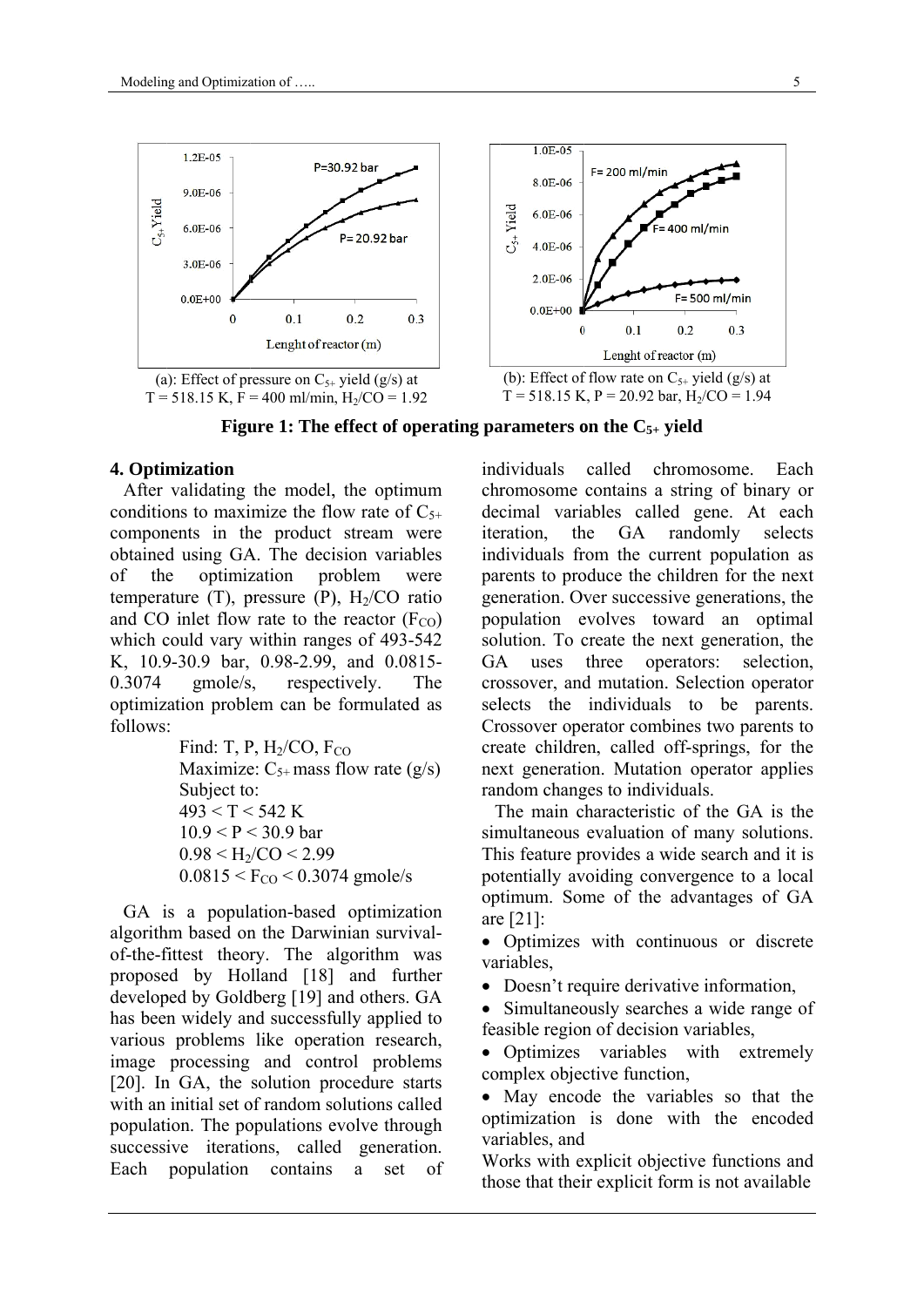1.2E-05
9.0E-06
6.0E-06
3.0E-06
0.0E+00
$C_{5+}$ Yield
P=30.92 bar
P= 20.92 bar
0 0.1 0.2 0.3
Lenght of reactor (m)

(a): Effect of pressure on $C_{5+}$ yield (g/s) at T = 518.15 K, F = 400 ml/min, $H_2/CO$ = 1.92

1.0E-05
8.0E-06
6.0E-06
4.0E-06
2.0E-06
0.0E+00
$C_{5+}$ Yield
F= 200 ml/min
F= 400 ml/min
F= 500 ml/min
0 0.1 0.2 0.3
Lenght of reactor (m)

(b): Effect of flow rate on $C_{5+}$ yield (g/s) at T = 518.15 K, P = 20.92 bar, $H_2/CO$ = 1.94

**Figure 1: The effect of operating parameters on the $C_{5+}$ yield**

## 4. Optimization

After validating the model, the optimum conditions to maximize the flow rate of $C_{5+}$ components in the product stream were obtained using GA. The decision variables of the optimization problem were temperature (T), pressure (P), $H_2/CO$ ratio and CO inlet flow rate to the reactor ($F_{CO}$) which could vary within ranges of 493-542 K, 10.9-30.9 bar, 0.98-2.99, and 0.0815-0.3074 gmole/s, respectively. The optimization problem can be formulated as follows:

Find: T, P, $H_2/CO$, $F_{CO}$
Maximize: $C_{5+}$ mass flow rate (g/s)
Subject to:
$493 < T < 542$ K
$10.9 < P < 30.9$ bar
$0.98 < H_2/CO < 2.99$
$0.0815 < F_{CO} < 0.3074$ gmole/s

GA is a population-based optimization algorithm based on the Darwinian survival-of-the-fittest theory. The algorithm was proposed by Holland [18] and further developed by Goldberg [19] and others. GA has been widely and successfully applied to various problems like operation research, image processing and control problems [20]. In GA, the solution procedure starts with an initial set of random solutions called population. The populations evolve through successive iterations, called generation. Each population contains a set of individuals called chromosome. Each chromosome contains a string of binary or decimal variables called gene. At each iteration, the GA randomly selects individuals from the current population as parents to produce the children for the next generation. Over successive generations, the population evolves toward an optimal solution. To create the next generation, the GA uses three operators: selection, crossover, and mutation. Selection operator selects the individuals to be parents. Crossover operator combines two parents to create children, called off-springs, for the next generation. Mutation operator applies random changes to individuals.

The main characteristic of the GA is the simultaneous evaluation of many solutions. This feature provides a wide search and it is potentially avoiding convergence to a local optimum. Some of the advantages of GA are [21]:

- Optimizes with continuous or discrete variables,
- Doesn't require derivative information,
- Simultaneously searches a wide range of feasible region of decision variables,
- Optimizes variables with extremely complex objective function,
- May encode the variables so that the optimization is done with the encoded variables, and

Works with explicit objective functions and those that their explicit form is not available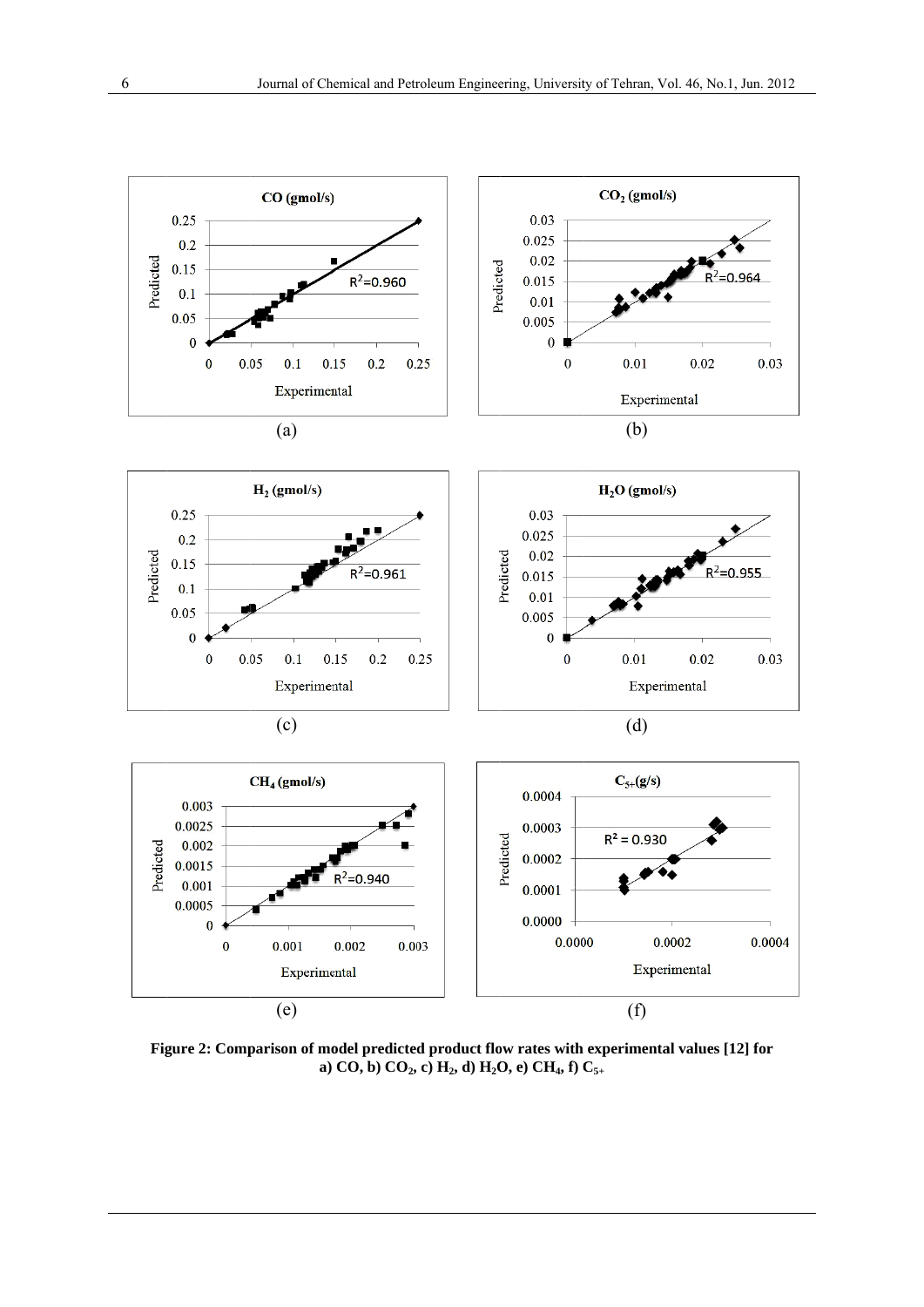CO (gmol/s)

0.25
0.2
0.15
0.1
0.05
0

Predicted

0 0.05 0.1 0.15 0.2 0.25

Experimental

$R^2$=0.960

(a)

$CO_2$ (gmol/s)

0.03
0.025
0.02
0.015
0.01
0.005
0

Predicted

0 0.01 0.02 0.03

Experimental

$R^2$=0.964

(b)

$H_2$ (gmol/s)

0.25
0.2
0.15
0.1
0.05
0

Predicted

0 0.05 0.1 0.15 0.2 0.25

Experimental

$R^2$=0.961

(c)

$H_2O$ (gmol/s)

0.03
0.025
0.02
0.015
0.01
0.005
0

Predicted

0 0.01 0.02 0.03

Experimental

$R^2$=0.955

(d)

$CH_4$ (gmol/s)

0.003
0.0025
0.002
0.0015
0.001
0.0005
0

Predicted

0 0.001 0.002 0.003

Experimental

$R^2$=0.940

(e)

$C_{5+}$(g/s)

0.0004
0.0003
0.0002
0.0001
0.0000

Predicted

0.0000 0.0002 0.0004

Experimental

$R^2$ = 0.930

(f)

**Figure 2: Comparison of model predicted product flow rates with experimental values [12] for a) CO, b) $CO_2$, c) $H_2$, d) $H_2O$, e) $CH_4$, f) $C_{5+}$**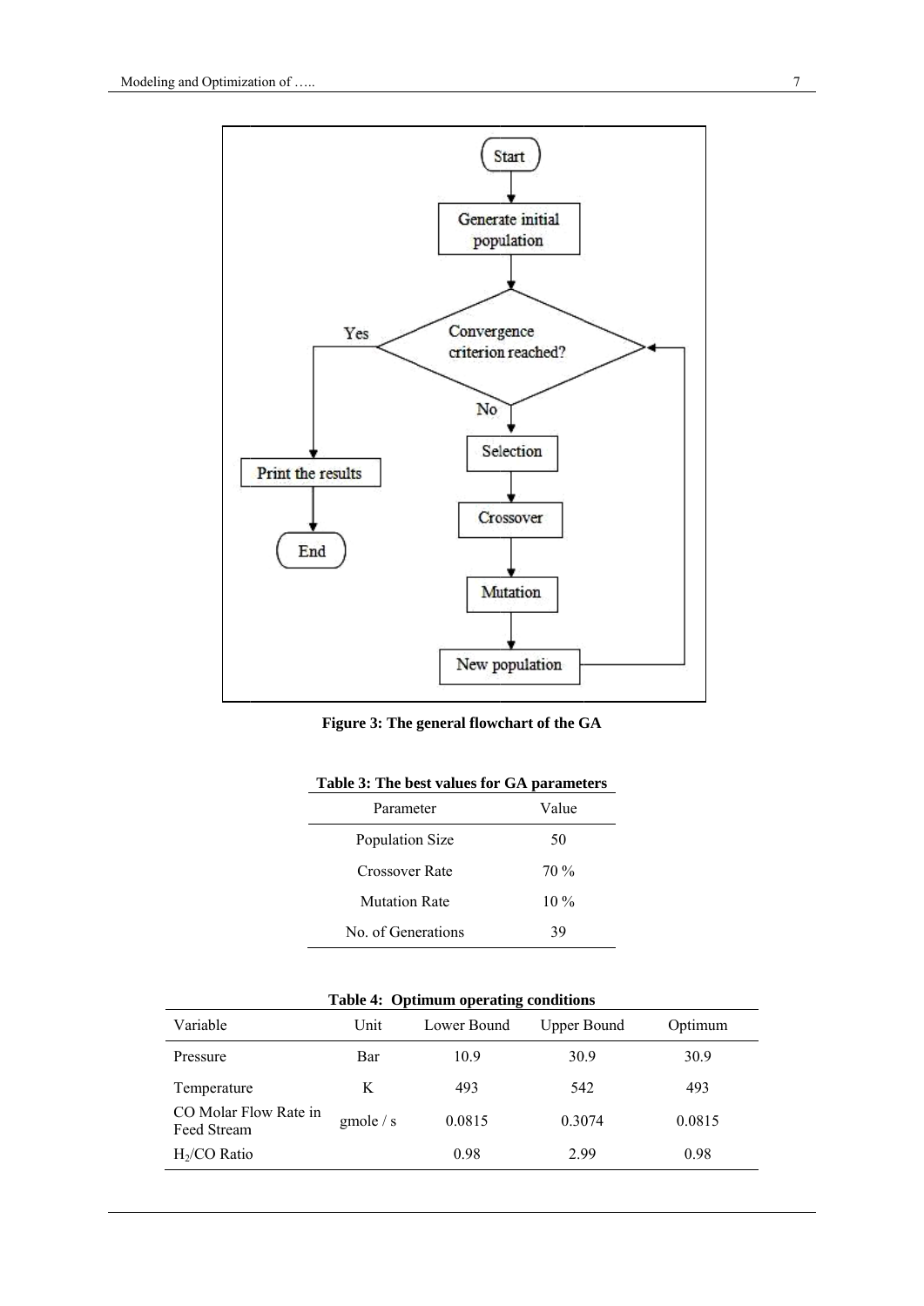Start

Generate initial population

Convergence criterion reached?

Yes

No

Selection

Crossover

Mutation

New population

Print the results

End

**Figure 3: The general flowchart of the GA**

**Table 3: The best values for GA parameters**

| Parameter | Value |
|---|---|
| Population Size | 50 |
| Crossover Rate | 70 % |
| Mutation Rate | 10 % |
| No. of Generations | 39 |

**Table 4: Optimum operating conditions**

| Variable | Unit | Lower Bound | Upper Bound | Optimum |
|---|---|---|---|---|
| Pressure | Bar | 10.9 | 30.9 | 30.9 |
| Temperature | K | 493 | 542 | 493 |
| CO Molar Flow Rate in Feed Stream | gmole / s | 0.0815 | 0.3074 | 0.0815 |
| $H_2$/CO Ratio | | 0.98 | 2.99 | 0.98 |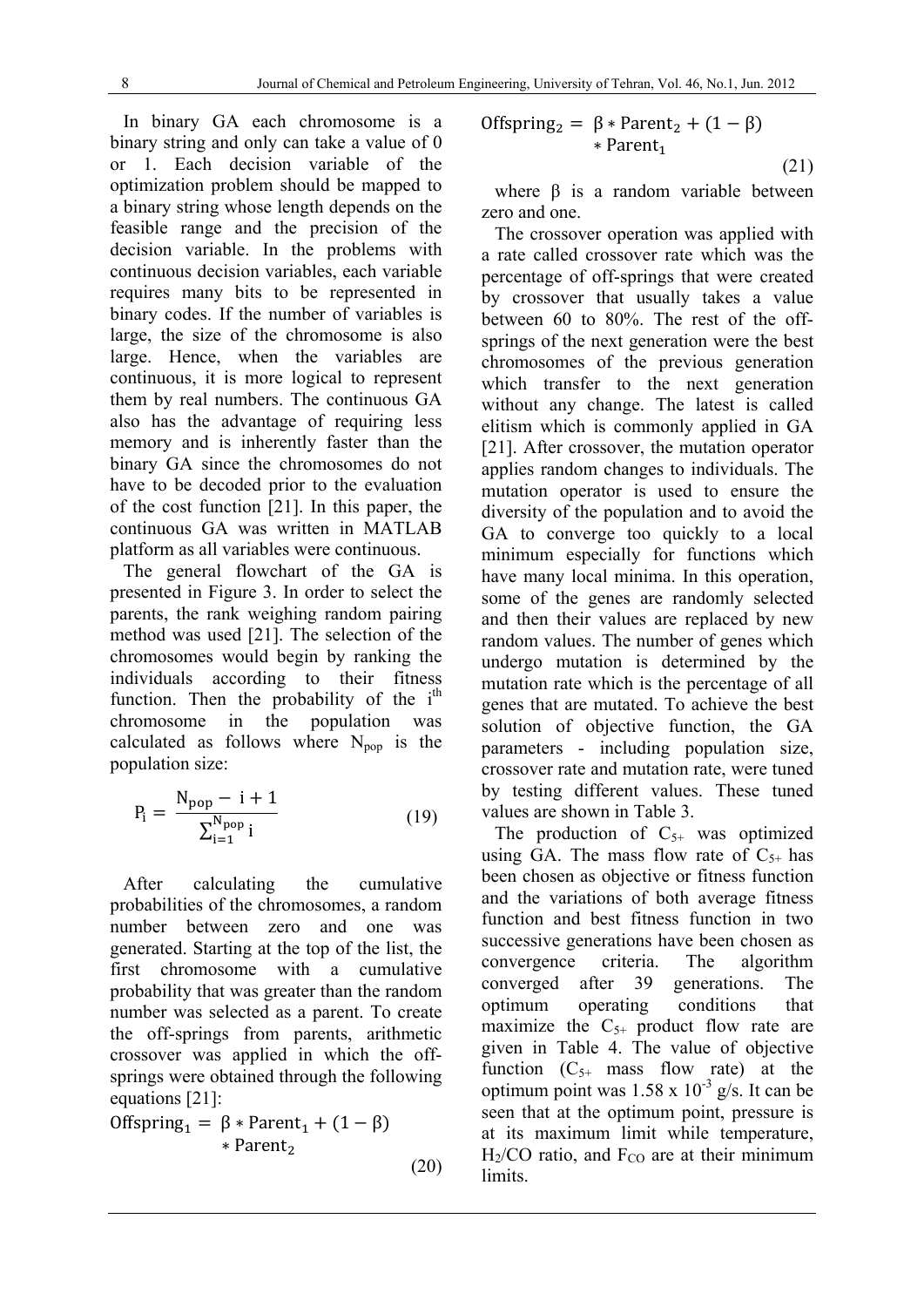In binary GA each chromosome is a binary string and only can take a value of 0 or 1. Each decision variable of the optimization problem should be mapped to a binary string whose length depends on the feasible range and the precision of the decision variable. In the problems with continuous decision variables, each variable requires many bits to be represented in binary codes. If the number of variables is large, the size of the chromosome is also large. Hence, when the variables are continuous, it is more logical to represent them by real numbers. The continuous GA also has the advantage of requiring less memory and is inherently faster than the binary GA since the chromosomes do not have to be decoded prior to the evaluation of the cost function [21]. In this paper, the continuous GA was written in MATLAB platform as all variables were continuous.

The general flowchart of the GA is presented in Figure 3. In order to select the parents, the rank weighing random pairing method was used [21]. The selection of the chromosomes would begin by ranking the individuals according to their fitness function. Then the probability of the $i^{th}$ chromosome in the population was calculated as follows where $N_{pop}$ is the population size:

$$P_i = \frac{N_{pop} - i + 1}{\sum_{i=1}^{N_{pop}} i} \tag{19}$$

After calculating the cumulative probabilities of the chromosomes, a random number between zero and one was generated. Starting at the top of the list, the first chromosome with a cumulative probability that was greater than the random number was selected as a parent. To create the off-springs from parents, arithmetic crossover was applied in which the off-springs were obtained through the following equations [21]:

$$\text{Offspring}_1 = \beta * \text{Parent}_1 + (1 - \beta) * \text{Parent}_2 \tag{20}$$

$$\text{Offspring}_2 = \beta * \text{Parent}_2 + (1 - \beta) * \text{Parent}_1 \tag{21}$$

where β is a random variable between zero and one.

The crossover operation was applied with a rate called crossover rate which was the percentage of off-springs that were created by crossover that usually takes a value between 60 to 80%. The rest of the off-springs of the next generation were the best chromosomes of the previous generation which transfer to the next generation without any change. The latest is called elitism which is commonly applied in GA [21]. After crossover, the mutation operator applies random changes to individuals. The mutation operator is used to ensure the diversity of the population and to avoid the GA to converge too quickly to a local minimum especially for functions which have many local minima. In this operation, some of the genes are randomly selected and then their values are replaced by new random values. The number of genes which undergo mutation is determined by the mutation rate which is the percentage of all genes that are mutated. To achieve the best solution of objective function, the GA parameters - including population size, crossover rate and mutation rate, were tuned by testing different values. These tuned values are shown in Table 3.

The production of $C_{5+}$ was optimized using GA. The mass flow rate of $C_{5+}$ has been chosen as objective or fitness function and the variations of both average fitness function and best fitness function in two successive generations have been chosen as convergence criteria. The algorithm converged after 39 generations. The optimum operating conditions that maximize the $C_{5+}$ product flow rate are given in Table 4. The value of objective function ($C_{5+}$ mass flow rate) at the optimum point was $1.58 \times 10^{-3}$ g/s. It can be seen that at the optimum point, pressure is at its maximum limit while temperature, $H_2/CO$ ratio, and $F_{CO}$ are at their minimum limits.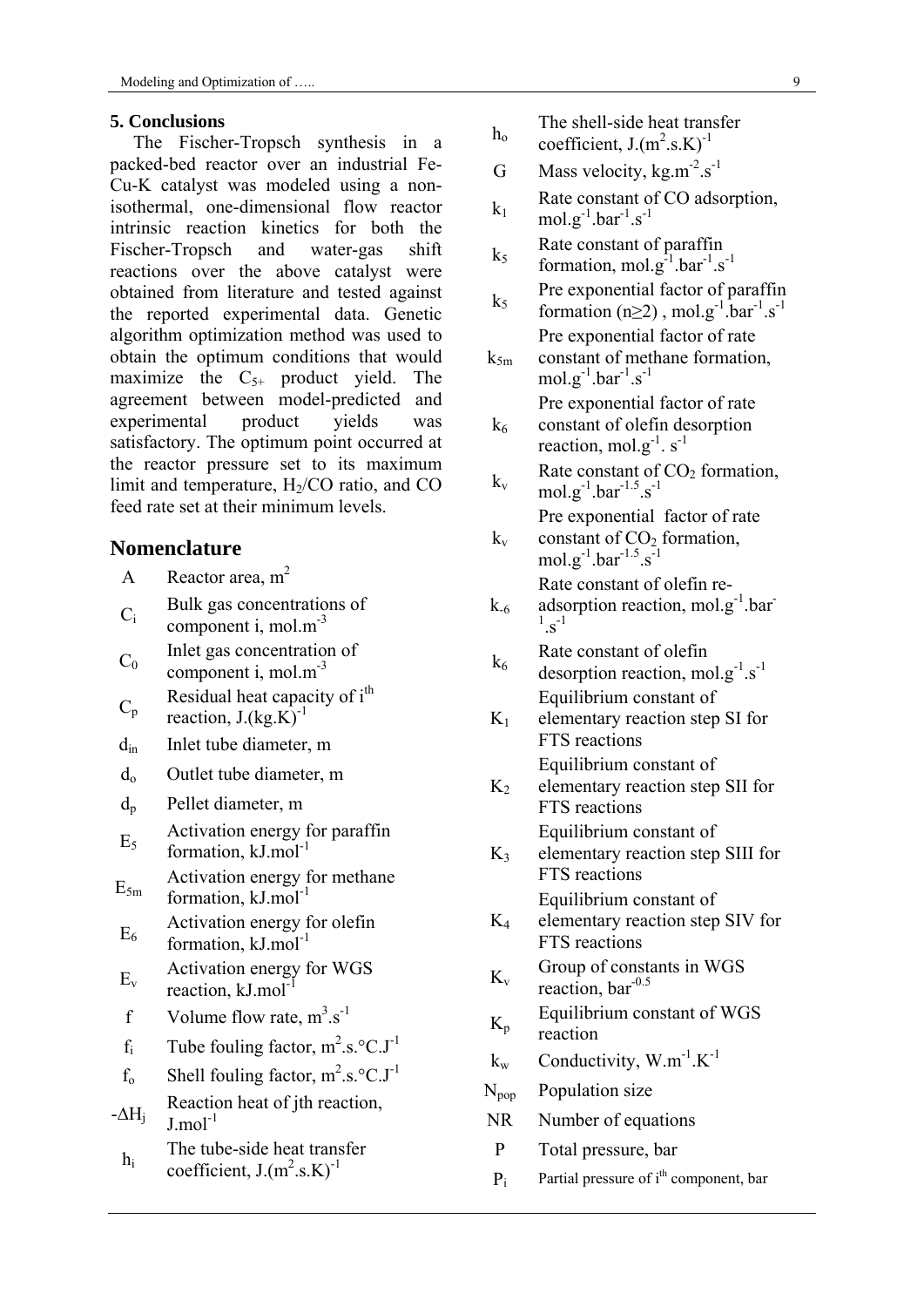### 5. Conclusions

The Fischer-Tropsch synthesis in a packed-bed reactor over an industrial Fe-Cu-K catalyst was modeled using a non-isothermal, one-dimensional flow reactor intrinsic reaction kinetics for both the Fischer-Tropsch and water-gas shift reactions over the above catalyst were obtained from literature and tested against the reported experimental data. Genetic algorithm optimization method was used to obtain the optimum conditions that would maximize the $C_{5+}$ product yield. The agreement between model-predicted and experimental product yields was satisfactory. The optimum point occurred at the reactor pressure set to its maximum limit and temperature, $H_2$/CO ratio, and CO feed rate set at their minimum levels.

## Nomenclature

| | |
|---|---|
| $A$ | Reactor area, $m^2$ |
| $C_i$ | Bulk gas concentrations of component i, $mol.m^{-3}$ |
| $C_0$ | Inlet gas concentration of component i, $mol.m^{-3}$ |
| $C_p$ | Residual heat capacity of i$^{th}$ reaction, $J.(kg.K)^{-1}$ |
| $d_{in}$ | Inlet tube diameter, m |
| $d_o$ | Outlet tube diameter, m |
| $d_p$ | Pellet diameter, m |
| $E_5$ | Activation energy for paraffin formation, $kJ.mol^{-1}$ |
| $E_{5m}$ | Activation energy for methane formation, $kJ.mol^{-1}$ |
| $E_6$ | Activation energy for olefin formation, $kJ.mol^{-1}$ |
| $E_v$ | Activation energy for WGS reaction, $kJ.mol^{-1}$ |
| $f$ | Volume flow rate, $m^3.s^{-1}$ |
| $f_i$ | Tube fouling factor, $m^2.s.°C.J^{-1}$ |
| $f_o$ | Shell fouling factor, $m^2.s.°C.J^{-1}$ |
| $-\Delta H_j$ | Reaction heat of jth reaction, $J.mol^{-1}$ |
| $h_i$ | The tube-side heat transfer coefficient, $J.(m^2.s.K)^{-1}$ |
| $h_o$ | The shell-side heat transfer coefficient, $J.(m^2.s.K)^{-1}$ |
| $G$ | Mass velocity, $kg.m^{-2}.s^{-1}$ |
| $k_1$ | Rate constant of CO adsorption, $mol.g^{-1}.bar^{-1}.s^{-1}$ |
| $k_5$ | Rate constant of paraffin formation, $mol.g^{-1}.bar^{-1}.s^{-1}$ |
| $k_5$ | Pre exponential factor of paraffin formation (n≥2) , $mol.g^{-1}.bar^{-1}.s^{-1}$ |
| $k_{5m}$ | Pre exponential factor of rate constant of methane formation, $mol.g^{-1}.bar^{-1}.s^{-1}$ |
| $k_6$ | Pre exponential factor of rate constant of olefin desorption reaction, $mol.g^{-1}. s^{-1}$ |
| $k_v$ | Rate constant of $CO_2$ formation, $mol.g^{-1}.bar^{-1.5}.s^{-1}$ |
| $k_v$ | Pre exponential factor of rate constant of $CO_2$ formation, $mol.g^{-1}.bar^{-1.5}.s^{-1}$ |
| $k_{-6}$ | Rate constant of olefin re-adsorption reaction, $mol.g^{-1}.bar^{-1}.s^{-1}$ |
| $k_6$ | Rate constant of olefin desorption reaction, $mol.g^{-1}.s^{-1}$ |
| $K_1$ | Equilibrium constant of elementary reaction step SI for FTS reactions |
| $K_2$ | Equilibrium constant of elementary reaction step SII for FTS reactions |
| $K_3$ | Equilibrium constant of elementary reaction step SIII for FTS reactions |
| $K_4$ | Equilibrium constant of elementary reaction step SIV for FTS reactions |
| $K_v$ | Group of constants in WGS reaction, $bar^{-0.5}$ |
| $K_p$ | Equilibrium constant of WGS reaction |
| $k_w$ | Conductivity, $W.m^{-1}.K^{-1}$ |
| $N_{pop}$ | Population size |
| NR | Number of equations |
| $P$ | Total pressure, bar |
| $P_i$ | Partial pressure of i$^{th}$ component, bar |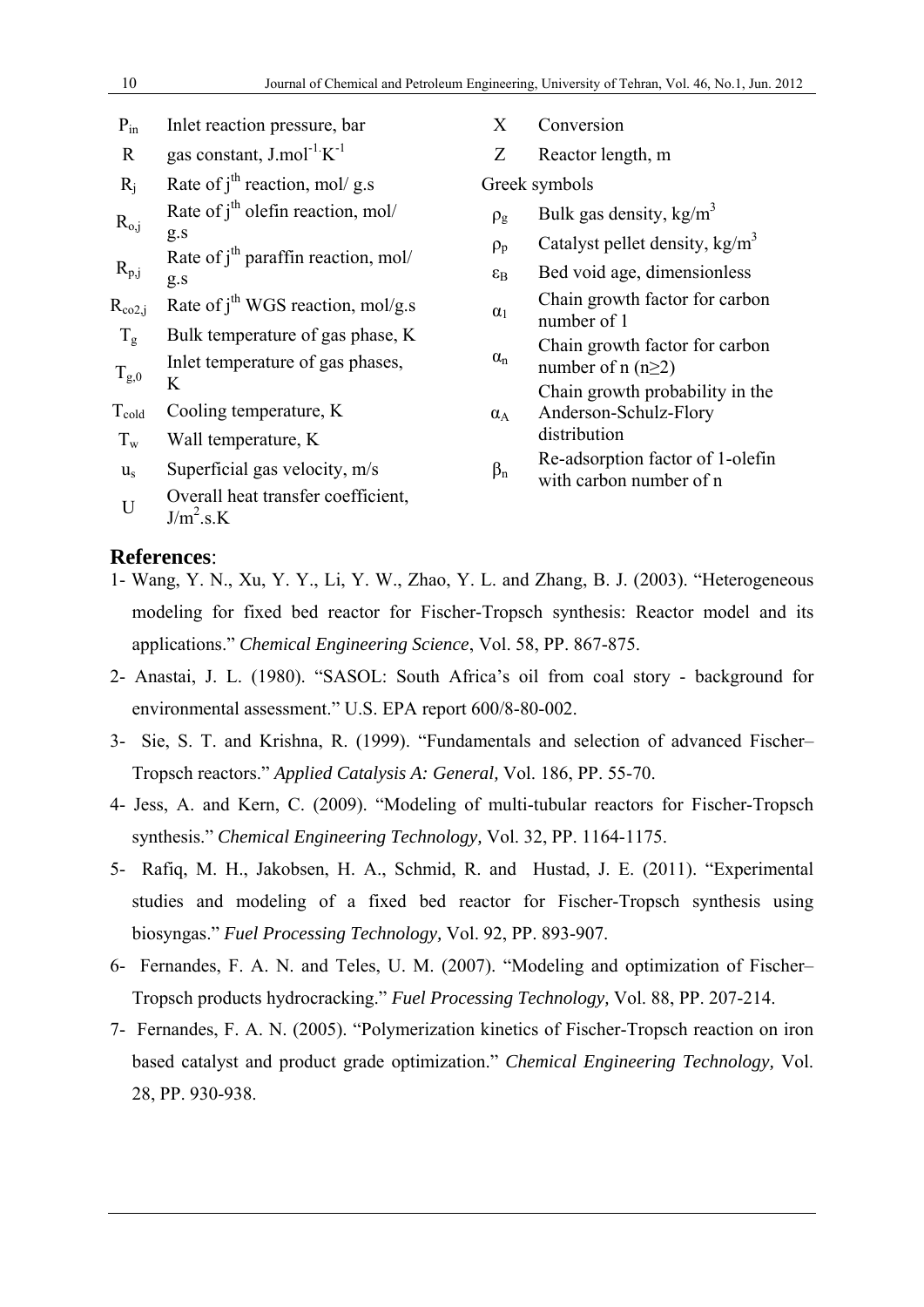| | |
|---|---|
| $P_{in}$ | Inlet reaction pressure, bar |
| R | gas constant, $J.mol^{-1}.K^{-1}$ |
| $R_j$ | Rate of $j^{th}$ reaction, mol/ g.s |
| $R_{o,j}$ | Rate of $j^{th}$ olefin reaction, mol/ g.s |
| $R_{p,j}$ | Rate of $j^{th}$ paraffin reaction, mol/ g.s |
| $R_{co2,j}$ | Rate of $j^{th}$ WGS reaction, mol/g.s |
| $T_g$ | Bulk temperature of gas phase, K |
| $T_{g,0}$ | Inlet temperature of gas phases, K |
| $T_{cold}$ | Cooling temperature, K |
| $T_w$ | Wall temperature, K |
| $u_s$ | Superficial gas velocity, m/s |
| U | Overall heat transfer coefficient, $J/m^2.s.K$ |
| X | Conversion |
| Z | Reactor length, m |

Greek symbols

| | |
|---|---|
| $\rho_g$ | Bulk gas density, $kg/m^3$ |
| $\rho_p$ | Catalyst pellet density, $kg/m^3$ |
| $\varepsilon_B$ | Bed void age, dimensionless |
| $\alpha_1$ | Chain growth factor for carbon number of 1 |
| $\alpha_n$ | Chain growth factor for carbon number of n ($n \geq 2$) |
| $\alpha_A$ | Chain growth probability in the Anderson-Schulz-Flory distribution |
| $\beta_n$ | Re-adsorption factor of 1-olefin with carbon number of n |

## References:

1- Wang, Y. N., Xu, Y. Y., Li, Y. W., Zhao, Y. L. and Zhang, B. J. (2003). "Heterogeneous modeling for fixed bed reactor for Fischer-Tropsch synthesis: Reactor model and its applications." *Chemical Engineering Science*, Vol. 58, PP. 867-875.

2- Anastai, J. L. (1980). "SASOL: South Africa's oil from coal story - background for environmental assessment." U.S. EPA report 600/8-80-002.

3- Sie, S. T. and Krishna, R. (1999). "Fundamentals and selection of advanced Fischer–Tropsch reactors." *Applied Catalysis A: General,* Vol. 186, PP. 55-70.

4- Jess, A. and Kern, C. (2009). "Modeling of multi-tubular reactors for Fischer-Tropsch synthesis." *Chemical Engineering Technology,* Vol. 32, PP. 1164-1175.

5- Rafiq, M. H., Jakobsen, H. A., Schmid, R. and Hustad, J. E. (2011). "Experimental studies and modeling of a fixed bed reactor for Fischer-Tropsch synthesis using biosyngas." *Fuel Processing Technology,* Vol. 92, PP. 893-907.

6- Fernandes, F. A. N. and Teles, U. M. (2007). "Modeling and optimization of Fischer–Tropsch products hydrocracking." *Fuel Processing Technology,* Vol. 88, PP. 207-214.

7- Fernandes, F. A. N. (2005). "Polymerization kinetics of Fischer-Tropsch reaction on iron based catalyst and product grade optimization." *Chemical Engineering Technology,* Vol. 28, PP. 930-938.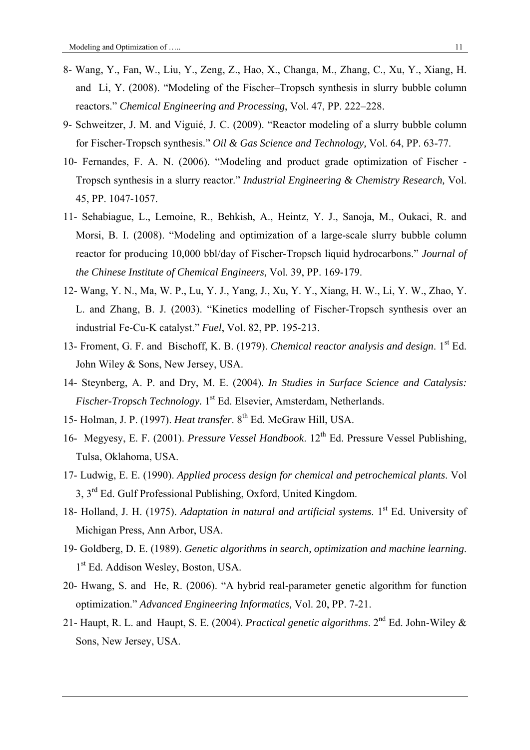8- Wang, Y., Fan, W., Liu, Y., Zeng, Z., Hao, X., Changa, M., Zhang, C., Xu, Y., Xiang, H. and Li, Y. (2008). "Modeling of the Fischer–Tropsch synthesis in slurry bubble column reactors." *Chemical Engineering and Processing*, Vol. 47, PP. 222–228.

9- Schweitzer, J. M. and Viguié, J. C. (2009). "Reactor modeling of a slurry bubble column for Fischer-Tropsch synthesis." *Oil & Gas Science and Technology,* Vol. 64, PP. 63-77.

10- Fernandes, F. A. N. (2006). "Modeling and product grade optimization of Fischer - Tropsch synthesis in a slurry reactor." *Industrial Engineering & Chemistry Research,* Vol. 45, PP. 1047-1057.

11- Sehabiague, L., Lemoine, R., Behkish, A., Heintz, Y. J., Sanoja, M., Oukaci, R. and Morsi, B. I. (2008). "Modeling and optimization of a large-scale slurry bubble column reactor for producing 10,000 bbl/day of Fischer-Tropsch liquid hydrocarbons." *Journal of the Chinese Institute of Chemical Engineers,* Vol. 39, PP. 169-179.

12- Wang, Y. N., Ma, W. P., Lu, Y. J., Yang, J., Xu, Y. Y., Xiang, H. W., Li, Y. W., Zhao, Y. L. and Zhang, B. J. (2003). "Kinetics modelling of Fischer-Tropsch synthesis over an industrial Fe-Cu-K catalyst." *Fuel*, Vol. 82, PP. 195-213.

13- Froment, G. F. and Bischoff, K. B. (1979). *Chemical reactor analysis and design*. 1st Ed. John Wiley & Sons, New Jersey, USA.

14- Steynberg, A. P. and Dry, M. E. (2004). *In Studies in Surface Science and Catalysis: Fischer-Tropsch Technology.* 1st Ed. Elsevier, Amsterdam, Netherlands.

15- Holman, J. P. (1997). *Heat transfer*. 8th Ed. McGraw Hill, USA.

16- Megyesy, E. F. (2001). *Pressure Vessel Handbook*. 12th Ed. Pressure Vessel Publishing, Tulsa, Oklahoma, USA.

17- Ludwig, E. E. (1990). *Applied process design for chemical and petrochemical plants*. Vol 3, 3rd Ed. Gulf Professional Publishing, Oxford, United Kingdom.

18- Holland, J. H. (1975). *Adaptation in natural and artificial systems*. 1st Ed. University of Michigan Press, Ann Arbor, USA.

19- Goldberg, D. E. (1989). *Genetic algorithms in search, optimization and machine learning*. 1st Ed. Addison Wesley, Boston, USA.

20- Hwang, S. and He, R. (2006). "A hybrid real-parameter genetic algorithm for function optimization." *Advanced Engineering Informatics,* Vol. 20, PP. 7-21.

21- Haupt, R. L. and Haupt, S. E. (2004). *Practical genetic algorithms*. 2nd Ed. John-Wiley & Sons, New Jersey, USA.